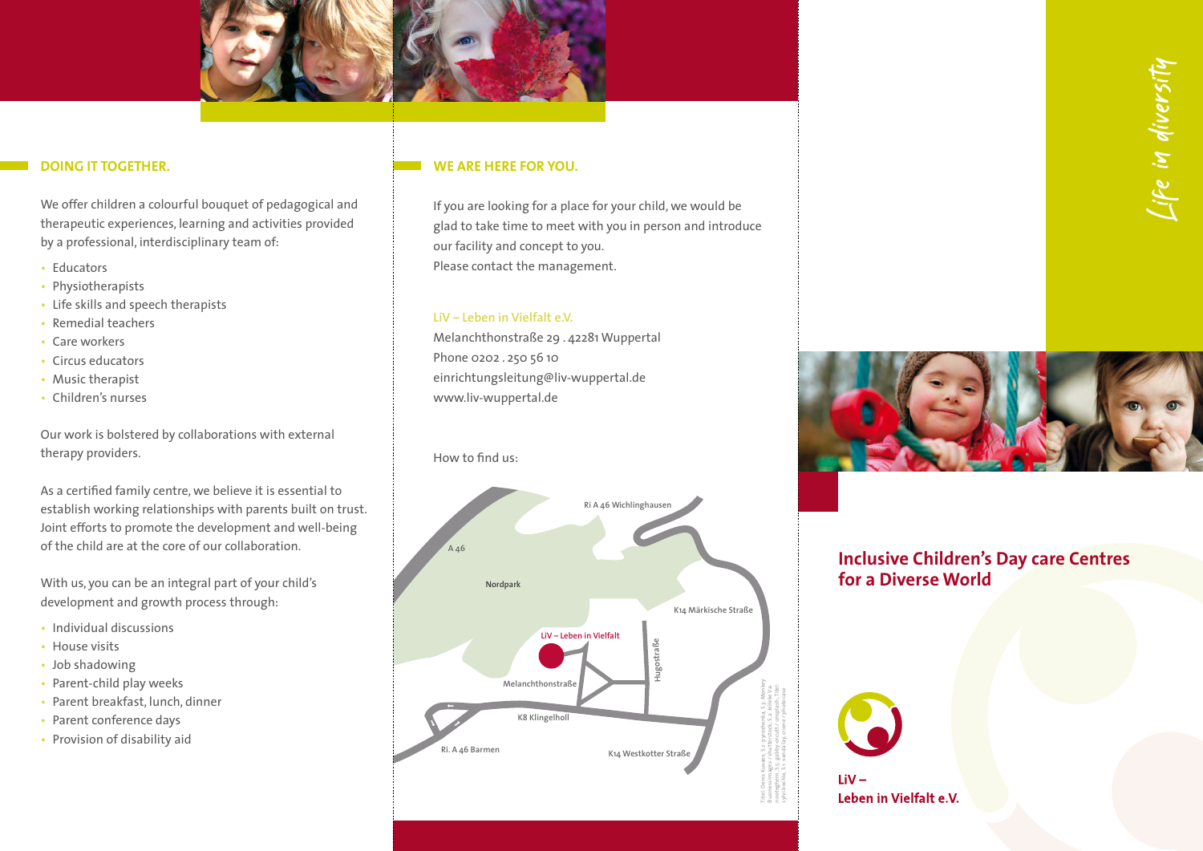## DOING IT TOGETHER.

We offer children a colourful bouquet of pedagogical and therapeutic experiences, learning and activities provided by a professional, interdisciplinary team of:

- Educators
- Physiotherapists
- Life skills and speech therapists
- Remedial teachers
- Care workers
- Circus educators
- Music therapist
- Children's nurses

Our work is bolstered by collaborations with external therapy providers.

As a certified family centre, we believe it is essential to establish working relationships with parents built on trust. Joint efforts to promote the development and well-being of the child are at the core of our collaboration.

With us, you can be an integral part of your child's development and growth process through:

- Individual discussions
- House visits
- Job shadowing
- Parent-child play weeks
- Parent breakfast, lunch, dinner
- Parent conference days
- Provision of disability aid

## WE ARE HERE FOR YOU.

If you are looking for a place for your child, we would be glad to take time to meet with you in person and introduce our facility and concept to you.
Please contact the management.

**LiV – Leben in Vielfalt e.V.**
Melanchthonstraße 29 . 42281 Wuppertal
Phone 0202 . 250 56 10
einrichtungsleitung@liv-wuppertal.de
www.liv-wuppertal.de

How to find us:

Ri A 46 Wichlinghausen
A 46
Nordpark
K14 Märkische Straße
LiV – Leben in Vielfalt
Hugostraße
Melanchthonstraße
K8 Klingelholl
Ri. A 46 Barmen
K14 Westkotter Straße

*Life in diversity*

# Inclusive Children's Day care Centres for a Diverse World

**LiV –
Leben in Vielfalt e.V.**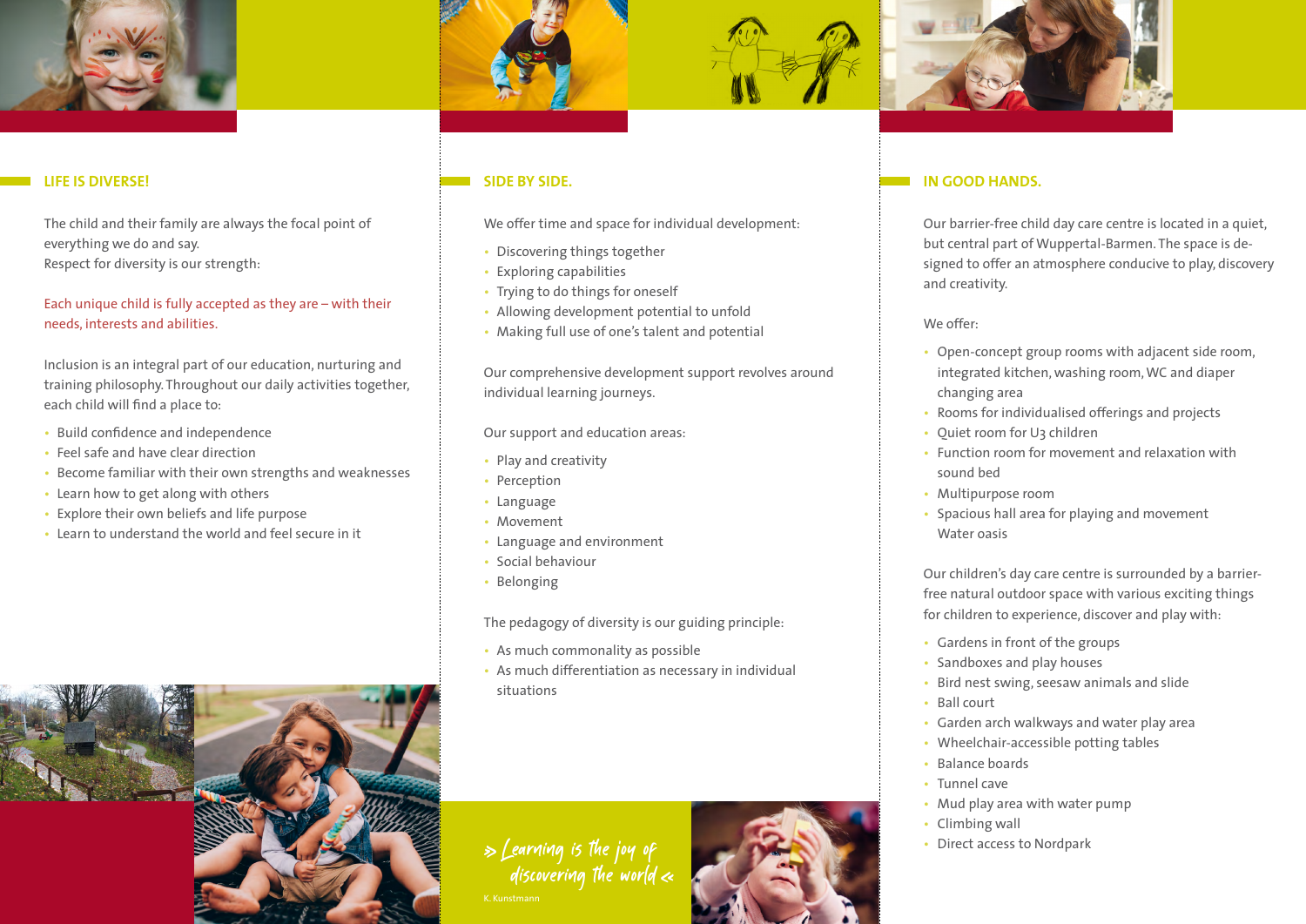## LIFE IS DIVERSE!

The child and their family are always the focal point of everything we do and say.
Respect for diversity is our strength:

Each unique child is fully accepted as they are – with their needs, interests and abilities.

Inclusion is an integral part of our education, nurturing and training philosophy. Throughout our daily activities together, each child will find a place to:

- Build confidence and independence
- Feel safe and have clear direction
- Become familiar with their own strengths and weaknesses
- Learn how to get along with others
- Explore their own beliefs and life purpose
- Learn to understand the world and feel secure in it

## SIDE BY SIDE.

We offer time and space for individual development:

- Discovering things together
- Exploring capabilities
- Trying to do things for oneself
- Allowing development potential to unfold
- Making full use of one's talent and potential

Our comprehensive development support revolves around individual learning journeys.

Our support and education areas:

- Play and creativity
- Perception
- Language
- Movement
- Language and environment
- Social behaviour
- Belonging

The pedagogy of diversity is our guiding principle:

- As much commonality as possible
- As much differentiation as necessary in individual situations

» Learning is the joy of discovering the world «

K. Kunstmann

## IN GOOD HANDS.

Our barrier-free child day care centre is located in a quiet, but central part of Wuppertal-Barmen. The space is designed to offer an atmosphere conducive to play, discovery and creativity.

We offer:

- Open-concept group rooms with adjacent side room, integrated kitchen, washing room, WC and diaper changing area
- Rooms for individualised offerings and projects
- Quiet room for U3 children
- Function room for movement and relaxation with sound bed
- Multipurpose room
- Spacious hall area for playing and movement Water oasis

Our children's day care centre is surrounded by a barrier-free natural outdoor space with various exciting things for children to experience, discover and play with:

- Gardens in front of the groups
- Sandboxes and play houses
- Bird nest swing, seesaw animals and slide
- Ball court
- Garden arch walkways and water play area
- Wheelchair-accessible potting tables
- Balance boards
- Tunnel cave
- Mud play area with water pump
- Climbing wall
- Direct access to Nordpark